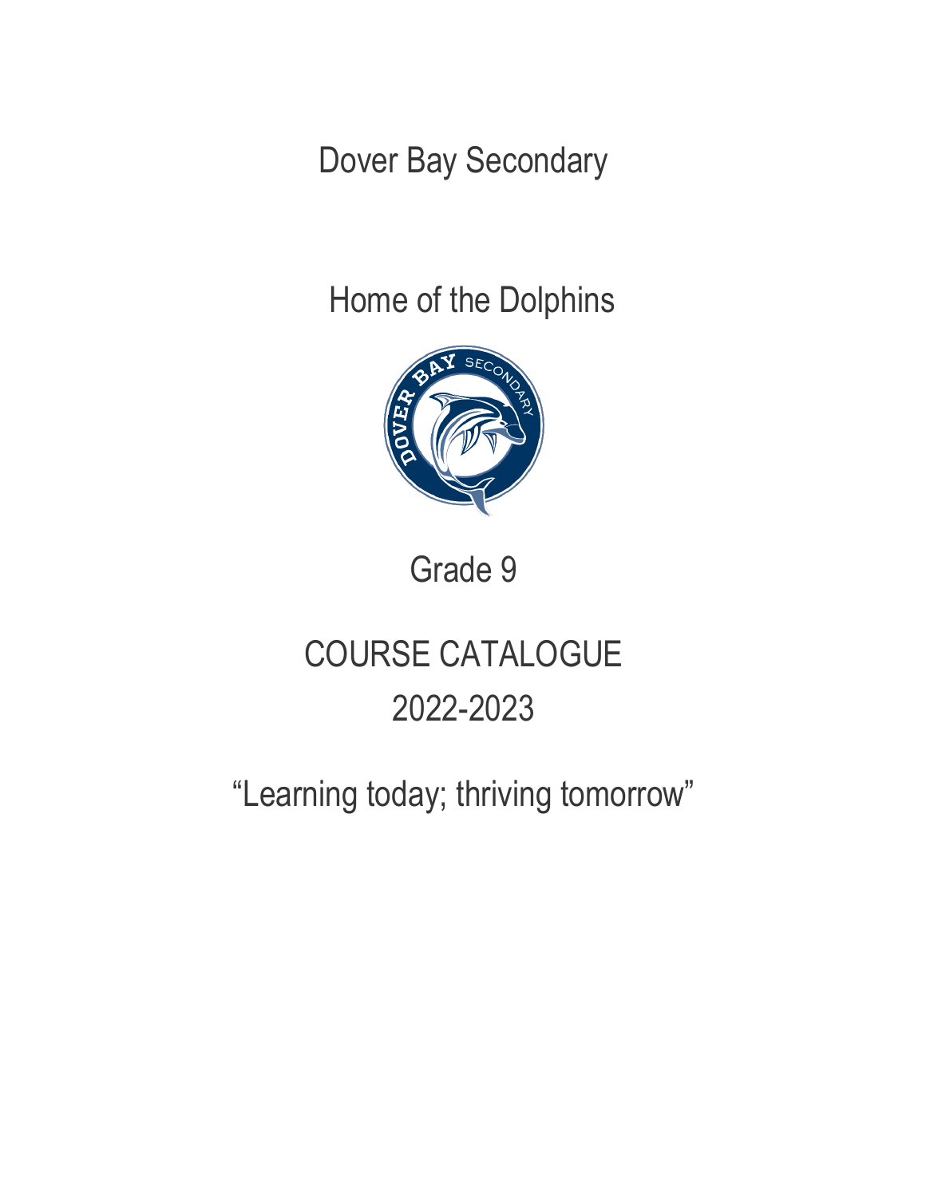# Dover Bay Secondary

## Home of the Dolphins

## Grade 9

# COURSE CATALOGUE
# 2022-2023

"Learning today; thriving tomorrow"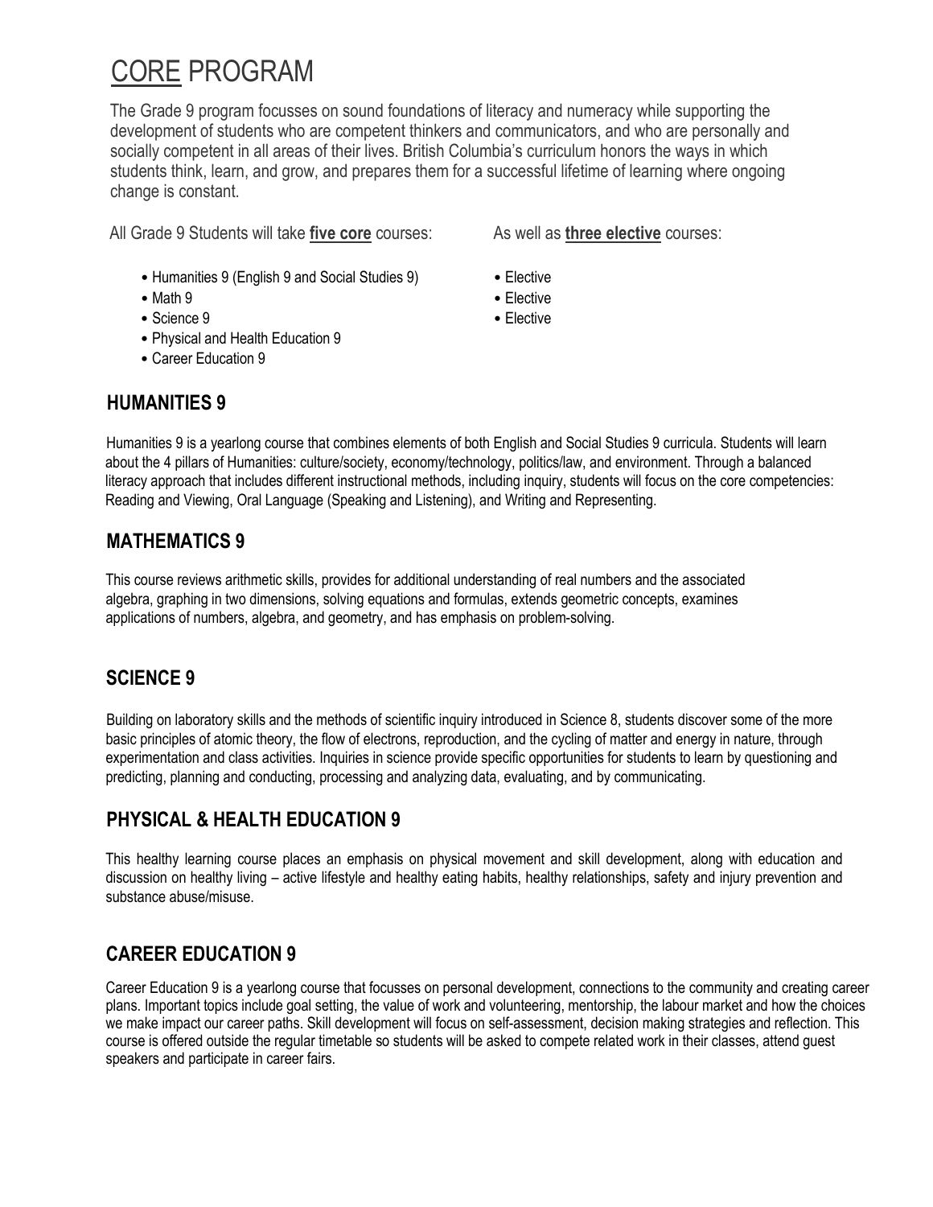# CORE PROGRAM

The Grade 9 program focusses on sound foundations of literacy and numeracy while supporting the development of students who are competent thinkers and communicators, and who are personally and socially competent in all areas of their lives. British Columbia's curriculum honors the ways in which students think, learn, and grow, and prepares them for a successful lifetime of learning where ongoing change is constant.

All Grade 9 Students will take **five core** courses:

- Humanities 9 (English 9 and Social Studies 9)
- Math 9
- Science 9
- Physical and Health Education 9
- Career Education 9

As well as **three elective** courses:

- Elective
- Elective
- Elective

## HUMANITIES 9

Humanities 9 is a yearlong course that combines elements of both English and Social Studies 9 curricula. Students will learn about the 4 pillars of Humanities: culture/society, economy/technology, politics/law, and environment. Through a balanced literacy approach that includes different instructional methods, including inquiry, students will focus on the core competencies: Reading and Viewing, Oral Language (Speaking and Listening), and Writing and Representing.

## MATHEMATICS 9

This course reviews arithmetic skills, provides for additional understanding of real numbers and the associated algebra, graphing in two dimensions, solving equations and formulas, extends geometric concepts, examines applications of numbers, algebra, and geometry, and has emphasis on problem-solving.

## SCIENCE 9

Building on laboratory skills and the methods of scientific inquiry introduced in Science 8, students discover some of the more basic principles of atomic theory, the flow of electrons, reproduction, and the cycling of matter and energy in nature, through experimentation and class activities. Inquiries in science provide specific opportunities for students to learn by questioning and predicting, planning and conducting, processing and analyzing data, evaluating, and by communicating.

## PHYSICAL & HEALTH EDUCATION 9

This healthy learning course places an emphasis on physical movement and skill development, along with education and discussion on healthy living – active lifestyle and healthy eating habits, healthy relationships, safety and injury prevention and substance abuse/misuse.

## CAREER EDUCATION 9

Career Education 9 is a yearlong course that focusses on personal development, connections to the community and creating career plans. Important topics include goal setting, the value of work and volunteering, mentorship, the labour market and how the choices we make impact our career paths. Skill development will focus on self-assessment, decision making strategies and reflection. This course is offered outside the regular timetable so students will be asked to compete related work in their classes, attend guest speakers and participate in career fairs.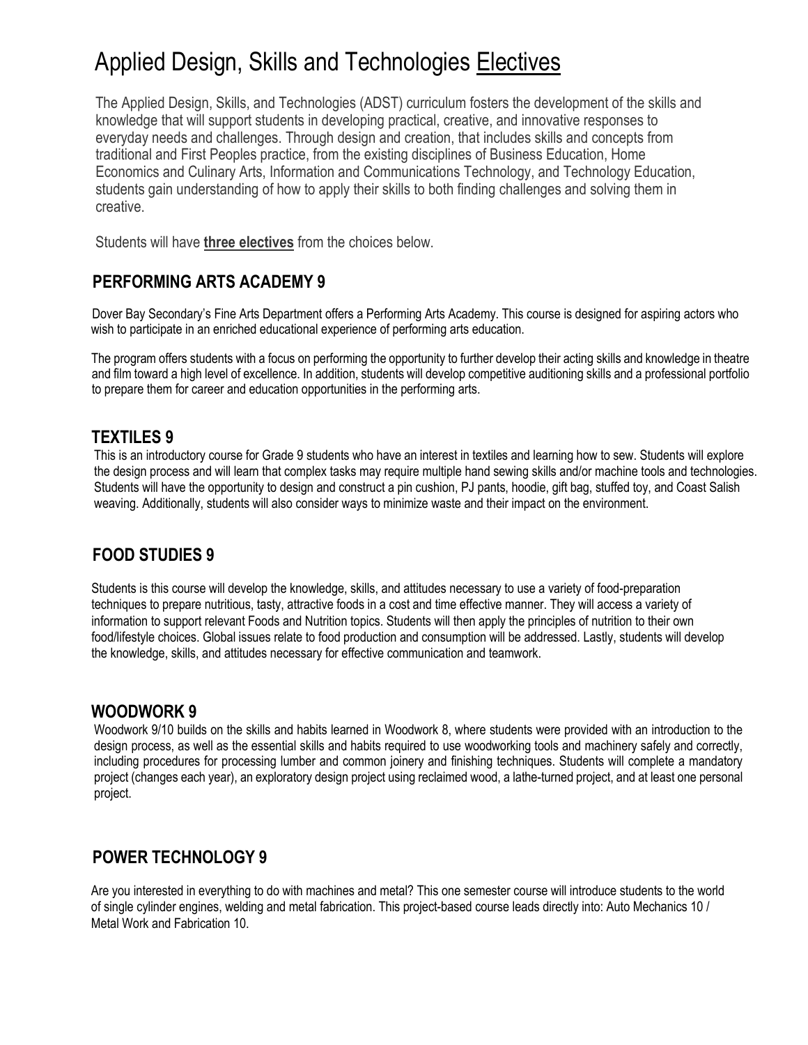# Applied Design, Skills and Technologies Electives

The Applied Design, Skills, and Technologies (ADST) curriculum fosters the development of the skills and knowledge that will support students in developing practical, creative, and innovative responses to everyday needs and challenges. Through design and creation, that includes skills and concepts from traditional and First Peoples practice, from the existing disciplines of Business Education, Home Economics and Culinary Arts, Information and Communications Technology, and Technology Education, students gain understanding of how to apply their skills to both finding challenges and solving them in creative.

Students will have **three electives** from the choices below.

## PERFORMING ARTS ACADEMY 9

Dover Bay Secondary's Fine Arts Department offers a Performing Arts Academy. This course is designed for aspiring actors who wish to participate in an enriched educational experience of performing arts education.

The program offers students with a focus on performing the opportunity to further develop their acting skills and knowledge in theatre and film toward a high level of excellence. In addition, students will develop competitive auditioning skills and a professional portfolio to prepare them for career and education opportunities in the performing arts.

## TEXTILES 9

This is an introductory course for Grade 9 students who have an interest in textiles and learning how to sew. Students will explore the design process and will learn that complex tasks may require multiple hand sewing skills and/or machine tools and technologies. Students will have the opportunity to design and construct a pin cushion, PJ pants, hoodie, gift bag, stuffed toy, and Coast Salish weaving. Additionally, students will also consider ways to minimize waste and their impact on the environment.

## FOOD STUDIES 9

Students is this course will develop the knowledge, skills, and attitudes necessary to use a variety of food-preparation techniques to prepare nutritious, tasty, attractive foods in a cost and time effective manner. They will access a variety of information to support relevant Foods and Nutrition topics. Students will then apply the principles of nutrition to their own food/lifestyle choices. Global issues relate to food production and consumption will be addressed. Lastly, students will develop the knowledge, skills, and attitudes necessary for effective communication and teamwork.

## WOODWORK 9

Woodwork 9/10 builds on the skills and habits learned in Woodwork 8, where students were provided with an introduction to the design process, as well as the essential skills and habits required to use woodworking tools and machinery safely and correctly, including procedures for processing lumber and common joinery and finishing techniques. Students will complete a mandatory project (changes each year), an exploratory design project using reclaimed wood, a lathe-turned project, and at least one personal project.

## POWER TECHNOLOGY 9

Are you interested in everything to do with machines and metal? This one semester course will introduce students to the world of single cylinder engines, welding and metal fabrication. This project-based course leads directly into: Auto Mechanics 10 / Metal Work and Fabrication 10.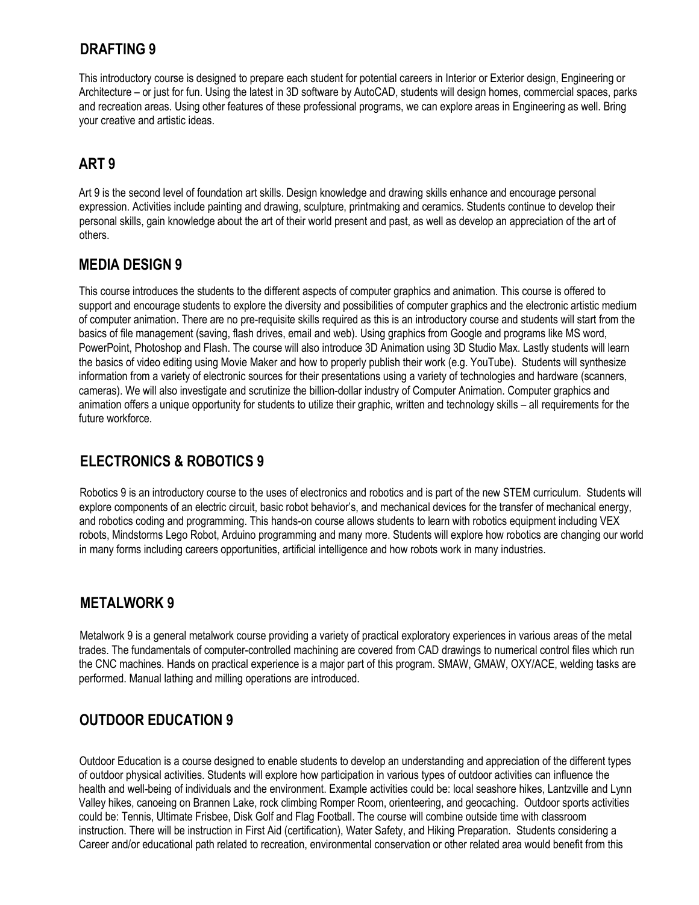## DRAFTING 9

This introductory course is designed to prepare each student for potential careers in Interior or Exterior design, Engineering or Architecture – or just for fun. Using the latest in 3D software by AutoCAD, students will design homes, commercial spaces, parks and recreation areas. Using other features of these professional programs, we can explore areas in Engineering as well. Bring your creative and artistic ideas.

## ART 9

Art 9 is the second level of foundation art skills. Design knowledge and drawing skills enhance and encourage personal expression. Activities include painting and drawing, sculpture, printmaking and ceramics. Students continue to develop their personal skills, gain knowledge about the art of their world present and past, as well as develop an appreciation of the art of others.

## MEDIA DESIGN 9

This course introduces the students to the different aspects of computer graphics and animation. This course is offered to support and encourage students to explore the diversity and possibilities of computer graphics and the electronic artistic medium of computer animation. There are no pre-requisite skills required as this is an introductory course and students will start from the basics of file management (saving, flash drives, email and web). Using graphics from Google and programs like MS word, PowerPoint, Photoshop and Flash. The course will also introduce 3D Animation using 3D Studio Max. Lastly students will learn the basics of video editing using Movie Maker and how to properly publish their work (e.g. YouTube). Students will synthesize information from a variety of electronic sources for their presentations using a variety of technologies and hardware (scanners, cameras). We will also investigate and scrutinize the billion-dollar industry of Computer Animation. Computer graphics and animation offers a unique opportunity for students to utilize their graphic, written and technology skills – all requirements for the future workforce.

## ELECTRONICS & ROBOTICS 9

Robotics 9 is an introductory course to the uses of electronics and robotics and is part of the new STEM curriculum. Students will explore components of an electric circuit, basic robot behavior's, and mechanical devices for the transfer of mechanical energy, and robotics coding and programming. This hands-on course allows students to learn with robotics equipment including VEX robots, Mindstorms Lego Robot, Arduino programming and many more. Students will explore how robotics are changing our world in many forms including careers opportunities, artificial intelligence and how robots work in many industries.

## METALWORK 9

Metalwork 9 is a general metalwork course providing a variety of practical exploratory experiences in various areas of the metal trades. The fundamentals of computer-controlled machining are covered from CAD drawings to numerical control files which run the CNC machines. Hands on practical experience is a major part of this program. SMAW, GMAW, OXY/ACE, welding tasks are performed. Manual lathing and milling operations are introduced.

## OUTDOOR EDUCATION 9

Outdoor Education is a course designed to enable students to develop an understanding and appreciation of the different types of outdoor physical activities. Students will explore how participation in various types of outdoor activities can influence the health and well-being of individuals and the environment. Example activities could be: local seashore hikes, Lantzville and Lynn Valley hikes, canoeing on Brannen Lake, rock climbing Romper Room, orienteering, and geocaching. Outdoor sports activities could be: Tennis, Ultimate Frisbee, Disk Golf and Flag Football. The course will combine outside time with classroom instruction. There will be instruction in First Aid (certification), Water Safety, and Hiking Preparation. Students considering a Career and/or educational path related to recreation, environmental conservation or other related area would benefit from this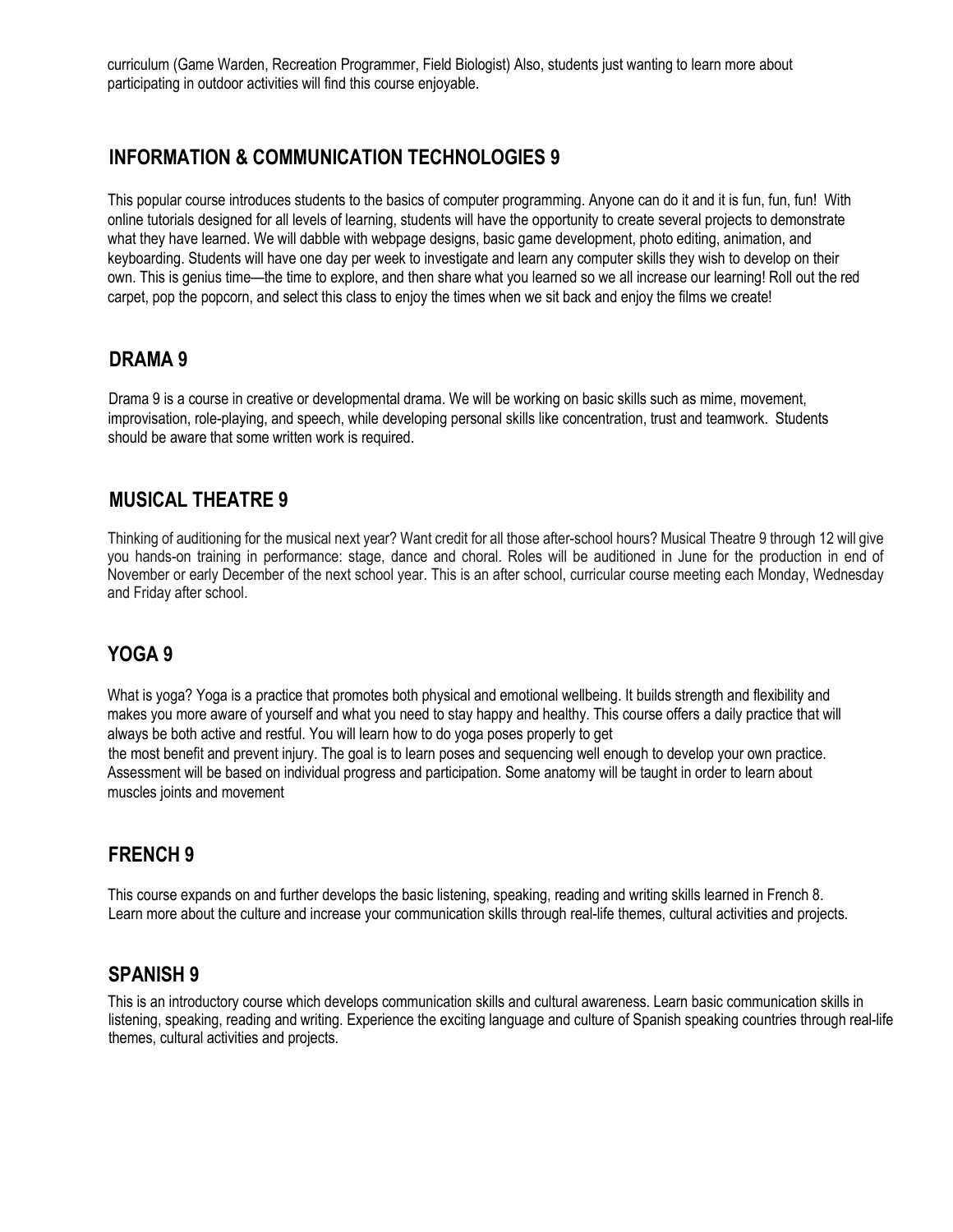curriculum (Game Warden, Recreation Programmer, Field Biologist) Also, students just wanting to learn more about participating in outdoor activities will find this course enjoyable.

## INFORMATION & COMMUNICATION TECHNOLOGIES 9

This popular course introduces students to the basics of computer programming. Anyone can do it and it is fun, fun, fun! With online tutorials designed for all levels of learning, students will have the opportunity to create several projects to demonstrate what they have learned. We will dabble with webpage designs, basic game development, photo editing, animation, and keyboarding. Students will have one day per week to investigate and learn any computer skills they wish to develop on their own. This is genius time—the time to explore, and then share what you learned so we all increase our learning! Roll out the red carpet, pop the popcorn, and select this class to enjoy the times when we sit back and enjoy the films we create!

## DRAMA 9

Drama 9 is a course in creative or developmental drama. We will be working on basic skills such as mime, movement, improvisation, role-playing, and speech, while developing personal skills like concentration, trust and teamwork. Students should be aware that some written work is required.

## MUSICAL THEATRE 9

Thinking of auditioning for the musical next year? Want credit for all those after-school hours? Musical Theatre 9 through 12 will give you hands-on training in performance: stage, dance and choral. Roles will be auditioned in June for the production in end of November or early December of the next school year. This is an after school, curricular course meeting each Monday, Wednesday and Friday after school.

## YOGA 9

What is yoga? Yoga is a practice that promotes both physical and emotional wellbeing. It builds strength and flexibility and makes you more aware of yourself and what you need to stay happy and healthy. This course offers a daily practice that will always be both active and restful. You will learn how to do yoga poses properly to get the most benefit and prevent injury. The goal is to learn poses and sequencing well enough to develop your own practice. Assessment will be based on individual progress and participation. Some anatomy will be taught in order to learn about muscles joints and movement

## FRENCH 9

This course expands on and further develops the basic listening, speaking, reading and writing skills learned in French 8. Learn more about the culture and increase your communication skills through real-life themes, cultural activities and projects.

## SPANISH 9

This is an introductory course which develops communication skills and cultural awareness. Learn basic communication skills in listening, speaking, reading and writing. Experience the exciting language and culture of Spanish speaking countries through real-life themes, cultural activities and projects.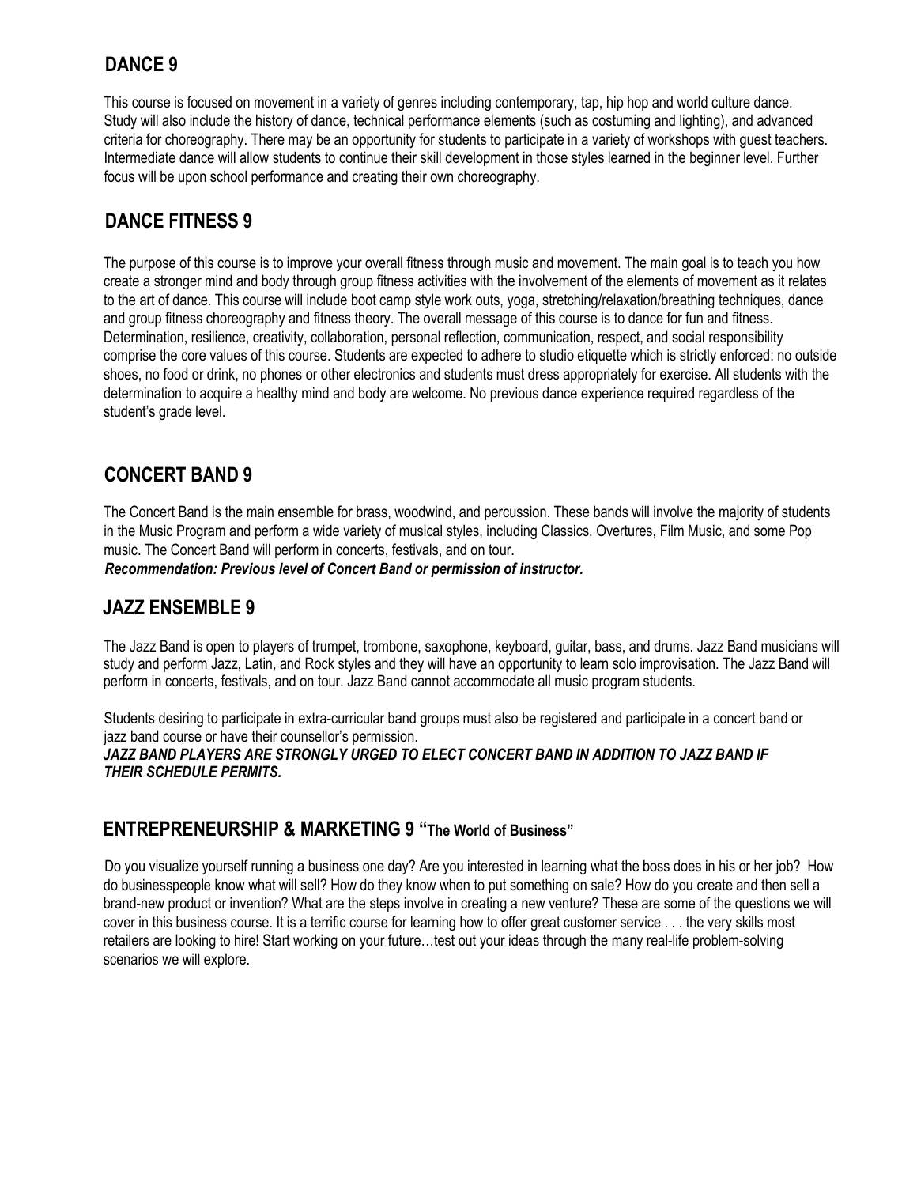## DANCE 9

This course is focused on movement in a variety of genres including contemporary, tap, hip hop and world culture dance. Study will also include the history of dance, technical performance elements (such as costuming and lighting), and advanced criteria for choreography. There may be an opportunity for students to participate in a variety of workshops with guest teachers. Intermediate dance will allow students to continue their skill development in those styles learned in the beginner level. Further focus will be upon school performance and creating their own choreography.

## DANCE FITNESS 9

The purpose of this course is to improve your overall fitness through music and movement. The main goal is to teach you how create a stronger mind and body through group fitness activities with the involvement of the elements of movement as it relates to the art of dance. This course will include boot camp style work outs, yoga, stretching/relaxation/breathing techniques, dance and group fitness choreography and fitness theory. The overall message of this course is to dance for fun and fitness. Determination, resilience, creativity, collaboration, personal reflection, communication, respect, and social responsibility comprise the core values of this course. Students are expected to adhere to studio etiquette which is strictly enforced: no outside shoes, no food or drink, no phones or other electronics and students must dress appropriately for exercise. All students with the determination to acquire a healthy mind and body are welcome. No previous dance experience required regardless of the student's grade level.

## CONCERT BAND 9

The Concert Band is the main ensemble for brass, woodwind, and percussion. These bands will involve the majority of students in the Music Program and perform a wide variety of musical styles, including Classics, Overtures, Film Music, and some Pop music. The Concert Band will perform in concerts, festivals, and on tour.

***Recommendation: Previous level of Concert Band or permission of instructor.***

## JAZZ ENSEMBLE 9

The Jazz Band is open to players of trumpet, trombone, saxophone, keyboard, guitar, bass, and drums. Jazz Band musicians will study and perform Jazz, Latin, and Rock styles and they will have an opportunity to learn solo improvisation. The Jazz Band will perform in concerts, festivals, and on tour. Jazz Band cannot accommodate all music program students.

Students desiring to participate in extra-curricular band groups must also be registered and participate in a concert band or jazz band course or have their counsellor's permission.

***JAZZ BAND PLAYERS ARE STRONGLY URGED TO ELECT CONCERT BAND IN ADDITION TO JAZZ BAND IF THEIR SCHEDULE PERMITS.***

## ENTREPRENEURSHIP & MARKETING 9 "The World of Business"

Do you visualize yourself running a business one day? Are you interested in learning what the boss does in his or her job? How do businesspeople know what will sell? How do they know when to put something on sale? How do you create and then sell a brand-new product or invention? What are the steps involve in creating a new venture? These are some of the questions we will cover in this business course. It is a terrific course for learning how to offer great customer service . . . the very skills most retailers are looking to hire! Start working on your future…test out your ideas through the many real-life problem-solving scenarios we will explore.